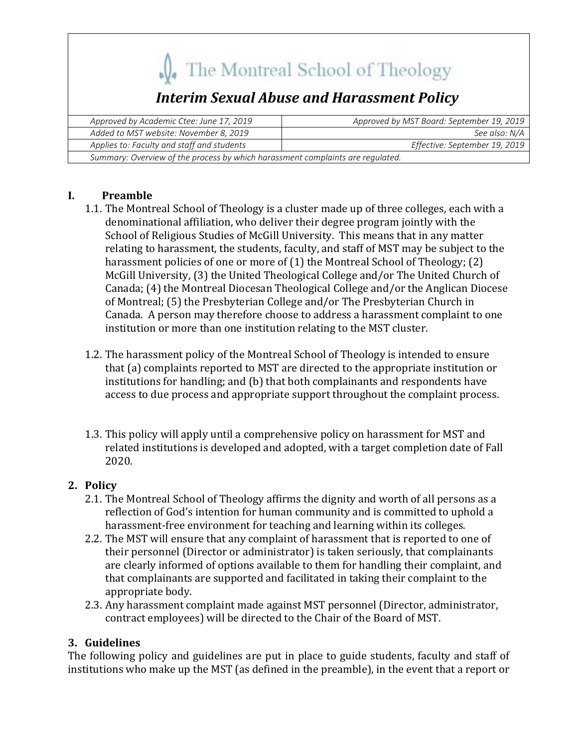# The Montreal School of Theology

## *Interim Sexual Abuse and Harassment Policy*

| *Approved by Academic Ctee: June 17, 2019* | *Approved by MST Board: September 19, 2019* |
|---|---|
| *Added to MST website: November 8, 2019* | *See also: N/A* |
| *Applies to: Faculty and staff and students* | *Effective: September 19, 2019* |
| *Summary: Overview of the process by which harassment complaints are regulated.* | |

## I. Preamble

1.1. The Montreal School of Theology is a cluster made up of three colleges, each with a denominational affiliation, who deliver their degree program jointly with the School of Religious Studies of McGill University. This means that in any matter relating to harassment, the students, faculty, and staff of MST may be subject to the harassment policies of one or more of (1) the Montreal School of Theology; (2) McGill University, (3) the United Theological College and/or The United Church of Canada; (4) the Montreal Diocesan Theological College and/or the Anglican Diocese of Montreal; (5) the Presbyterian College and/or The Presbyterian Church in Canada. A person may therefore choose to address a harassment complaint to one institution or more than one institution relating to the MST cluster.

1.2. The harassment policy of the Montreal School of Theology is intended to ensure that (a) complaints reported to MST are directed to the appropriate institution or institutions for handling; and (b) that both complainants and respondents have access to due process and appropriate support throughout the complaint process.

1.3. This policy will apply until a comprehensive policy on harassment for MST and related institutions is developed and adopted, with a target completion date of Fall 2020.

## 2. Policy

2.1. The Montreal School of Theology affirms the dignity and worth of all persons as a reflection of God's intention for human community and is committed to uphold a harassment-free environment for teaching and learning within its colleges.

2.2. The MST will ensure that any complaint of harassment that is reported to one of their personnel (Director or administrator) is taken seriously, that complainants are clearly informed of options available to them for handling their complaint, and that complainants are supported and facilitated in taking their complaint to the appropriate body.

2.3. Any harassment complaint made against MST personnel (Director, administrator, contract employees) will be directed to the Chair of the Board of MST.

## 3. Guidelines

The following policy and guidelines are put in place to guide students, faculty and staff of institutions who make up the MST (as defined in the preamble), in the event that a report or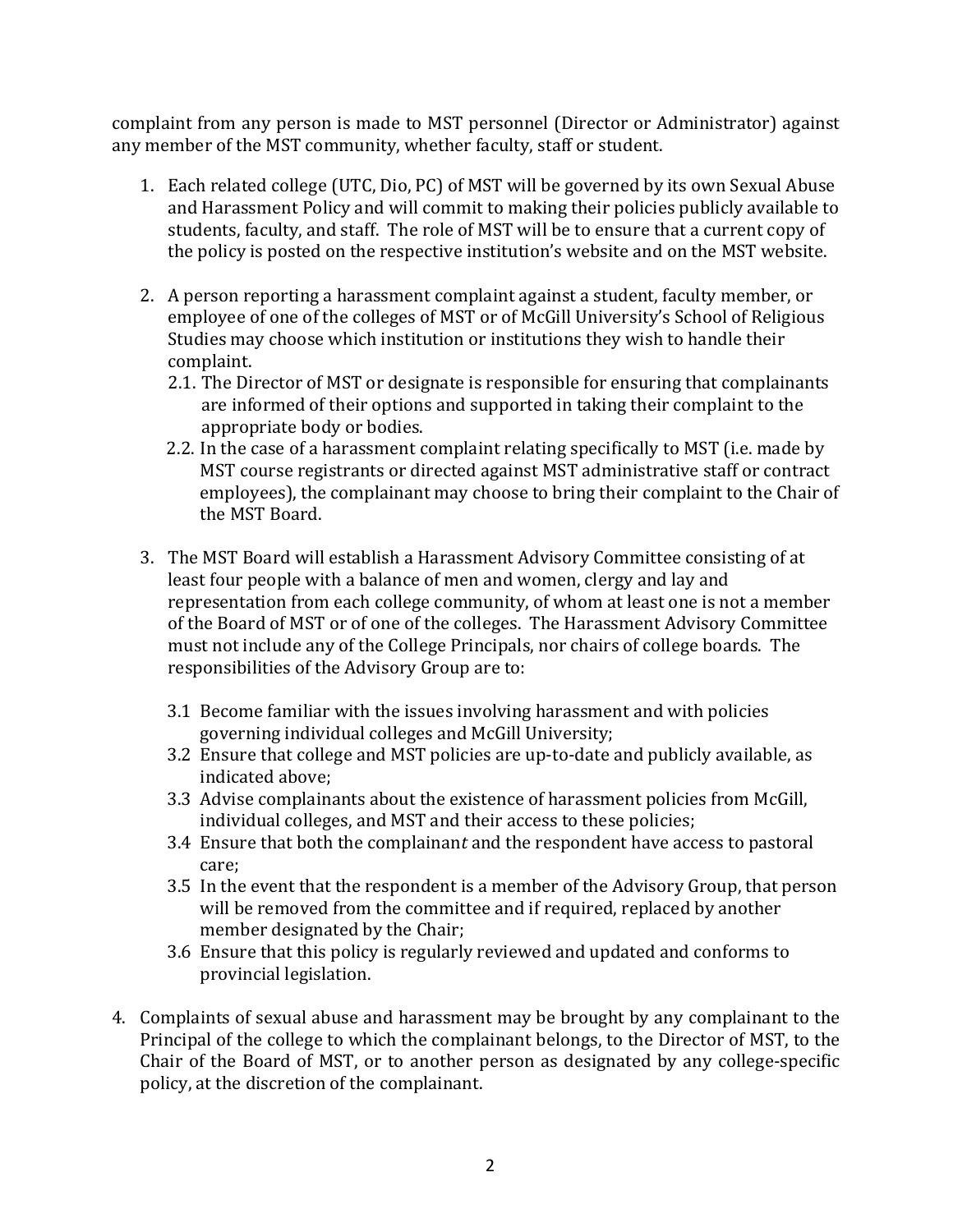complaint from any person is made to MST personnel (Director or Administrator) against any member of the MST community, whether faculty, staff or student.

1. Each related college (UTC, Dio, PC) of MST will be governed by its own Sexual Abuse and Harassment Policy and will commit to making their policies publicly available to students, faculty, and staff. The role of MST will be to ensure that a current copy of the policy is posted on the respective institution's website and on the MST website.

2. A person reporting a harassment complaint against a student, faculty member, or employee of one of the colleges of MST or of McGill University's School of Religious Studies may choose which institution or institutions they wish to handle their complaint.
   - 2.1. The Director of MST or designate is responsible for ensuring that complainants are informed of their options and supported in taking their complaint to the appropriate body or bodies.
   - 2.2. In the case of a harassment complaint relating specifically to MST (i.e. made by MST course registrants or directed against MST administrative staff or contract employees), the complainant may choose to bring their complaint to the Chair of the MST Board.

3. The MST Board will establish a Harassment Advisory Committee consisting of at least four people with a balance of men and women, clergy and lay and representation from each college community, of whom at least one is not a member of the Board of MST or of one of the colleges. The Harassment Advisory Committee must not include any of the College Principals, nor chairs of college boards. The responsibilities of the Advisory Group are to:
   - 3.1 Become familiar with the issues involving harassment and with policies governing individual colleges and McGill University;
   - 3.2 Ensure that college and MST policies are up-to-date and publicly available, as indicated above;
   - 3.3 Advise complainants about the existence of harassment policies from McGill, individual colleges, and MST and their access to these policies;
   - 3.4 Ensure that both the complainan*t* and the respondent have access to pastoral care;
   - 3.5 In the event that the respondent is a member of the Advisory Group, that person will be removed from the committee and if required, replaced by another member designated by the Chair;
   - 3.6 Ensure that this policy is regularly reviewed and updated and conforms to provincial legislation.

4. Complaints of sexual abuse and harassment may be brought by any complainant to the Principal of the college to which the complainant belongs, to the Director of MST, to the Chair of the Board of MST, or to another person as designated by any college-specific policy, at the discretion of the complainant.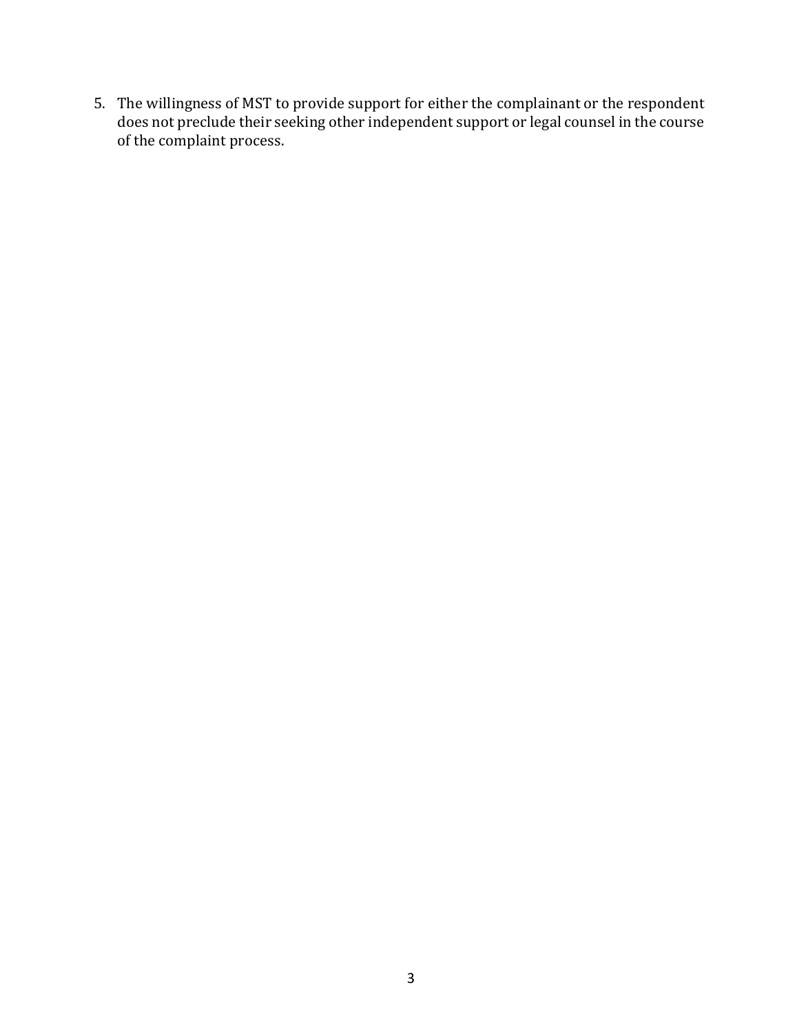5. The willingness of MST to provide support for either the complainant or the respondent does not preclude their seeking other independent support or legal counsel in the course of the complaint process.